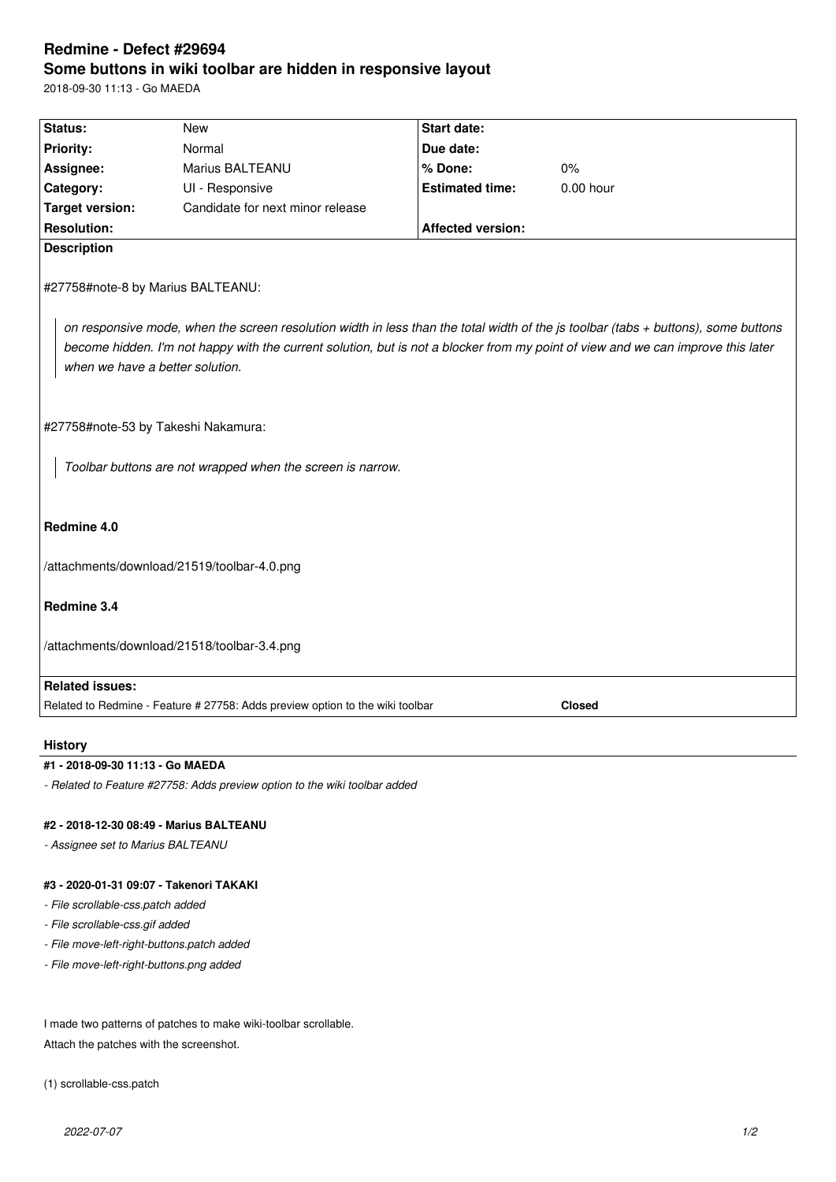# Redmine - Defect #29694

## Some buttons in wiki toolbar are hidden in responsive layout

2018-09-30 11:13 - Go MAEDA

| Status: | New | Start date: | |
|---|---|---|---|
| Priority: | Normal | Due date: | |
| Assignee: | Marius BALTEANU | % Done: | 0% |
| Category: | UI - Responsive | Estimated time: | 0.00 hour |
| Target version: | Candidate for next minor release | | |
| Resolution: | | Affected version: | |

**Description**

#27758#note-8 by Marius BALTEANU:

> *on responsive mode, when the screen resolution width in less than the total width of the js toolbar (tabs + buttons), some buttons become hidden. I'm not happy with the current solution, but is not a blocker from my point of view and we can improve this later when we have a better solution.*

#27758#note-53 by Takeshi Nakamura:

> *Toolbar buttons are not wrapped when the screen is narrow.*

**Redmine 4.0**

/attachments/download/21519/toolbar-4.0.png

**Redmine 3.4**

/attachments/download/21518/toolbar-3.4.png

**Related issues:**

| | |
|---|---|
| Related to Redmine - Feature # 27758: Adds preview option to the wiki toolbar | **Closed** |

### History

**#1 - 2018-09-30 11:13 - Go MAEDA**

*- Related to Feature #27758: Adds preview option to the wiki toolbar added*

**#2 - 2018-12-30 08:49 - Marius BALTEANU**

*- Assignee set to Marius BALTEANU*

**#3 - 2020-01-31 09:07 - Takenori TAKAKI**

*- File scrollable-css.patch added*
*- File scrollable-css.gif added*
*- File move-left-right-buttons.patch added*
*- File move-left-right-buttons.png added*

I made two patterns of patches to make wiki-toolbar scrollable.
Attach the patches with the screenshot.

(1) scrollable-css.patch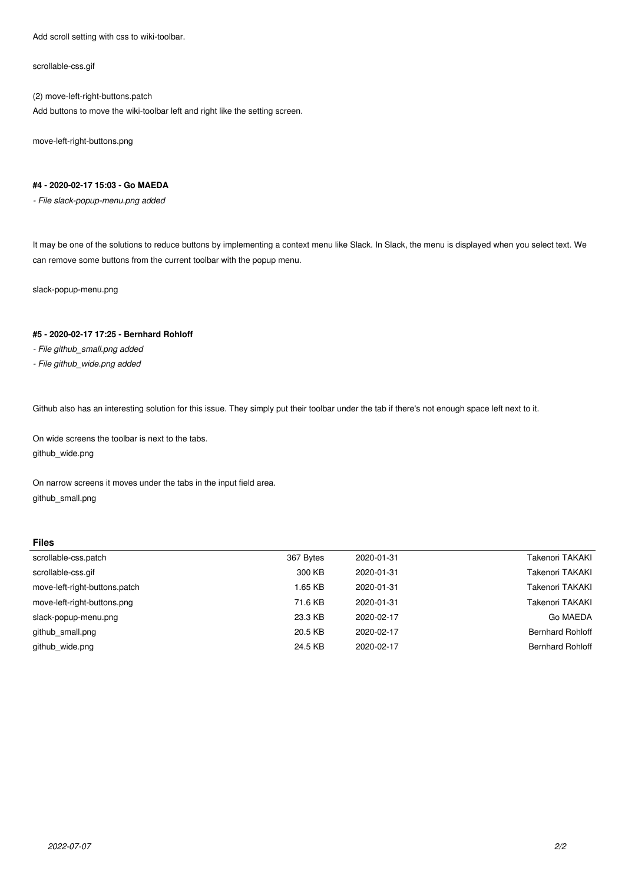Add scroll setting with css to wiki-toolbar.

scrollable-css.gif

(2) move-left-right-buttons.patch

Add buttons to move the wiki-toolbar left and right like the setting screen.

move-left-right-buttons.png

**#4 - 2020-02-17 15:03 - Go MAEDA**

*- File slack-popup-menu.png added*

It may be one of the solutions to reduce buttons by implementing a context menu like Slack. In Slack, the menu is displayed when you select text. We can remove some buttons from the current toolbar with the popup menu.

slack-popup-menu.png

**#5 - 2020-02-17 17:25 - Bernhard Rohloff**

*- File github_small.png added*

*- File github_wide.png added*

Github also has an interesting solution for this issue. They simply put their toolbar under the tab if there's not enough space left next to it.

On wide screens the toolbar is next to the tabs.

github_wide.png

On narrow screens it moves under the tabs in the input field area.

github_small.png

**Files**

| | | | |
|---|---|---|---|
| scrollable-css.patch | 367 Bytes | 2020-01-31 | Takenori TAKAKI |
| scrollable-css.gif | 300 KB | 2020-01-31 | Takenori TAKAKI |
| move-left-right-buttons.patch | 1.65 KB | 2020-01-31 | Takenori TAKAKI |
| move-left-right-buttons.png | 71.6 KB | 2020-01-31 | Takenori TAKAKI |
| slack-popup-menu.png | 23.3 KB | 2020-02-17 | Go MAEDA |
| github_small.png | 20.5 KB | 2020-02-17 | Bernhard Rohloff |
| github_wide.png | 24.5 KB | 2020-02-17 | Bernhard Rohloff |